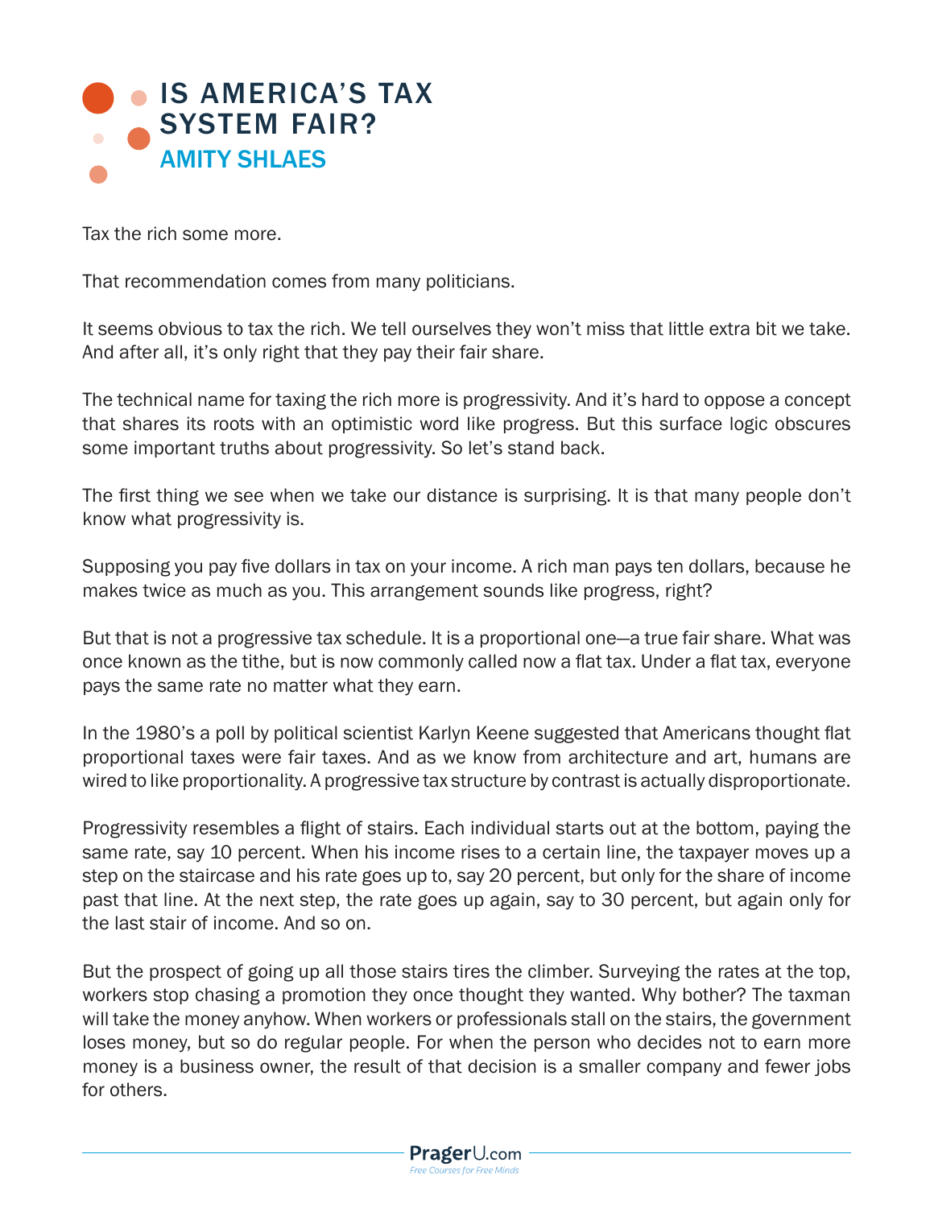# IS AMERICA'S TAX SYSTEM FAIR?

## AMITY SHLAES

Tax the rich some more.

That recommendation comes from many politicians.

It seems obvious to tax the rich. We tell ourselves they won't miss that little extra bit we take. And after all, it's only right that they pay their fair share.

The technical name for taxing the rich more is progressivity. And it's hard to oppose a concept that shares its roots with an optimistic word like progress. But this surface logic obscures some important truths about progressivity. So let's stand back.

The first thing we see when we take our distance is surprising. It is that many people don't know what progressivity is.

Supposing you pay five dollars in tax on your income. A rich man pays ten dollars, because he makes twice as much as you. This arrangement sounds like progress, right?

But that is not a progressive tax schedule. It is a proportional one—a true fair share. What was once known as the tithe, but is now commonly called now a flat tax. Under a flat tax, everyone pays the same rate no matter what they earn.

In the 1980's a poll by political scientist Karlyn Keene suggested that Americans thought flat proportional taxes were fair taxes. And as we know from architecture and art, humans are wired to like proportionality. A progressive tax structure by contrast is actually disproportionate.

Progressivity resembles a flight of stairs. Each individual starts out at the bottom, paying the same rate, say 10 percent. When his income rises to a certain line, the taxpayer moves up a step on the staircase and his rate goes up to, say 20 percent, but only for the share of income past that line. At the next step, the rate goes up again, say to 30 percent, but again only for the last stair of income. And so on.

But the prospect of going up all those stairs tires the climber. Surveying the rates at the top, workers stop chasing a promotion they once thought they wanted. Why bother? The taxman will take the money anyhow. When workers or professionals stall on the stairs, the government loses money, but so do regular people. For when the person who decides not to earn more money is a business owner, the result of that decision is a smaller company and fewer jobs for others.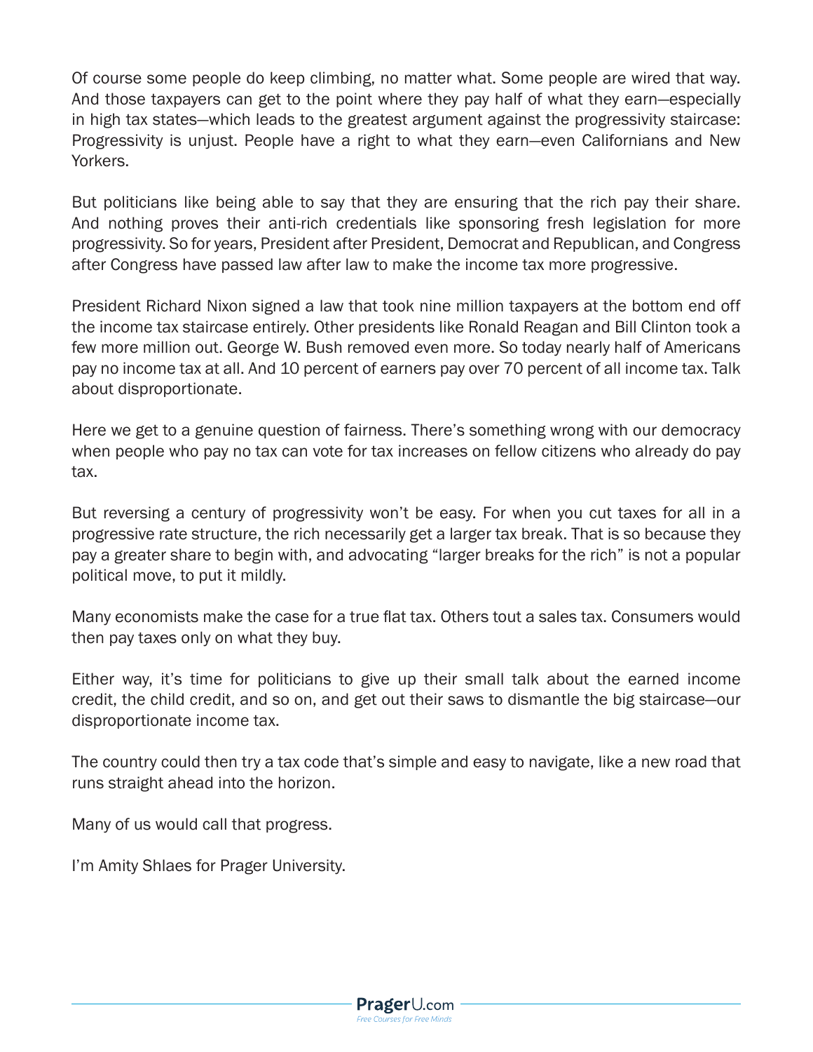Of course some people do keep climbing, no matter what. Some people are wired that way. And those taxpayers can get to the point where they pay half of what they earn—especially in high tax states—which leads to the greatest argument against the progressivity staircase: Progressivity is unjust. People have a right to what they earn—even Californians and New Yorkers.

But politicians like being able to say that they are ensuring that the rich pay their share. And nothing proves their anti-rich credentials like sponsoring fresh legislation for more progressivity. So for years, President after President, Democrat and Republican, and Congress after Congress have passed law after law to make the income tax more progressive.

President Richard Nixon signed a law that took nine million taxpayers at the bottom end off the income tax staircase entirely. Other presidents like Ronald Reagan and Bill Clinton took a few more million out. George W. Bush removed even more. So today nearly half of Americans pay no income tax at all. And 10 percent of earners pay over 70 percent of all income tax. Talk about disproportionate.

Here we get to a genuine question of fairness. There's something wrong with our democracy when people who pay no tax can vote for tax increases on fellow citizens who already do pay tax.

But reversing a century of progressivity won't be easy. For when you cut taxes for all in a progressive rate structure, the rich necessarily get a larger tax break. That is so because they pay a greater share to begin with, and advocating "larger breaks for the rich" is not a popular political move, to put it mildly.

Many economists make the case for a true flat tax. Others tout a sales tax. Consumers would then pay taxes only on what they buy.

Either way, it's time for politicians to give up their small talk about the earned income credit, the child credit, and so on, and get out their saws to dismantle the big staircase—our disproportionate income tax.

The country could then try a tax code that's simple and easy to navigate, like a new road that runs straight ahead into the horizon.

Many of us would call that progress.

I'm Amity Shlaes for Prager University.